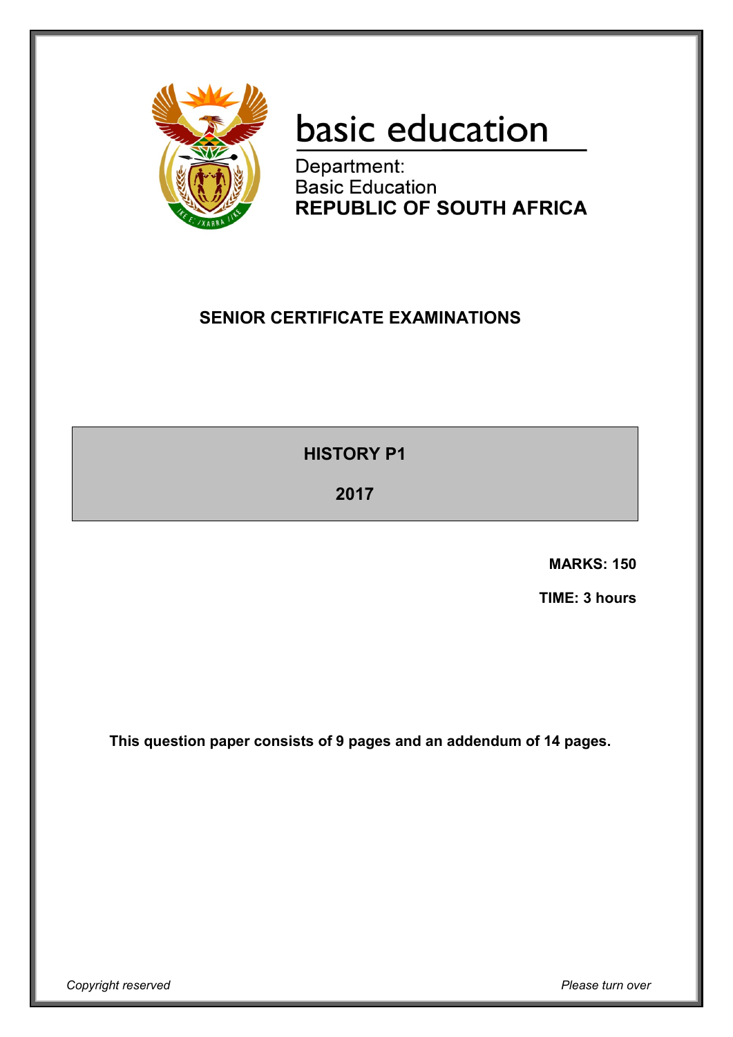basic education

Department:
Basic Education
**REPUBLIC OF SOUTH AFRICA**

# SENIOR CERTIFICATE EXAMINATIONS

## HISTORY P1

## 2017

**MARKS: 150**

**TIME: 3 hours**

**This question paper consists of 9 pages and an addendum of 14 pages.**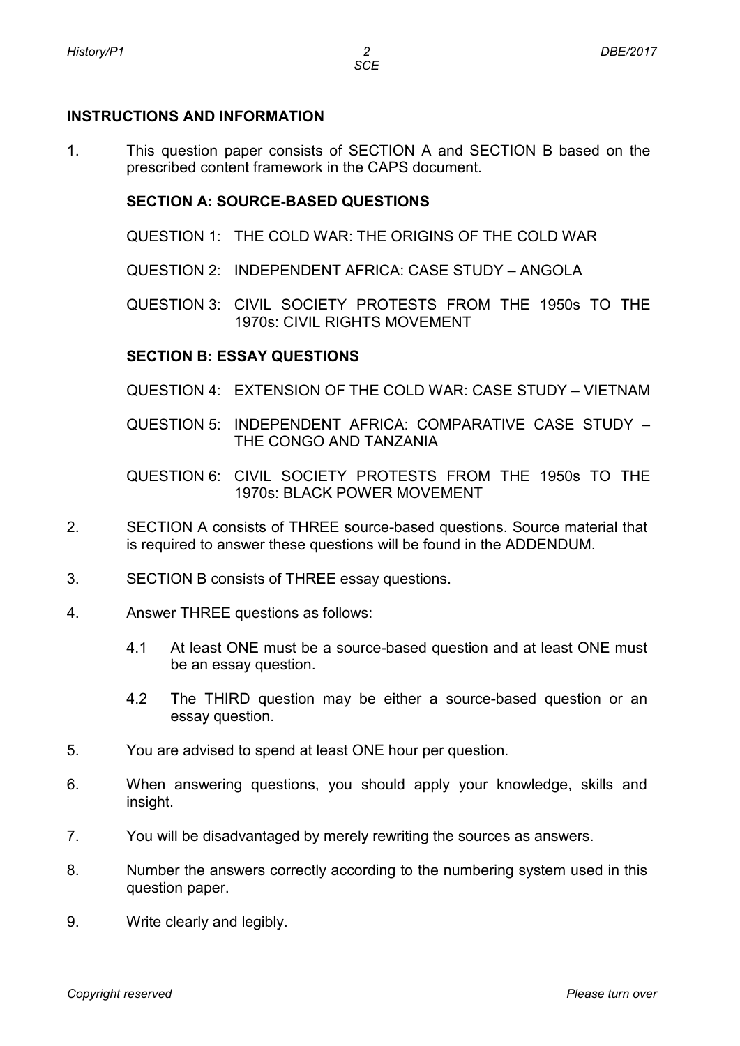## INSTRUCTIONS AND INFORMATION

1. This question paper consists of SECTION A and SECTION B based on the prescribed content framework in the CAPS document.

   **SECTION A: SOURCE-BASED QUESTIONS**

   QUESTION 1: THE COLD WAR: THE ORIGINS OF THE COLD WAR

   QUESTION 2: INDEPENDENT AFRICA: CASE STUDY – ANGOLA

   QUESTION 3: CIVIL SOCIETY PROTESTS FROM THE 1950s TO THE 1970s: CIVIL RIGHTS MOVEMENT

   **SECTION B: ESSAY QUESTIONS**

   QUESTION 4: EXTENSION OF THE COLD WAR: CASE STUDY – VIETNAM

   QUESTION 5: INDEPENDENT AFRICA: COMPARATIVE CASE STUDY – THE CONGO AND TANZANIA

   QUESTION 6: CIVIL SOCIETY PROTESTS FROM THE 1950s TO THE 1970s: BLACK POWER MOVEMENT

2. SECTION A consists of THREE source-based questions. Source material that is required to answer these questions will be found in the ADDENDUM.

3. SECTION B consists of THREE essay questions.

4. Answer THREE questions as follows:

   4.1 At least ONE must be a source-based question and at least ONE must be an essay question.

   4.2 The THIRD question may be either a source-based question or an essay question.

5. You are advised to spend at least ONE hour per question.

6. When answering questions, you should apply your knowledge, skills and insight.

7. You will be disadvantaged by merely rewriting the sources as answers.

8. Number the answers correctly according to the numbering system used in this question paper.

9. Write clearly and legibly.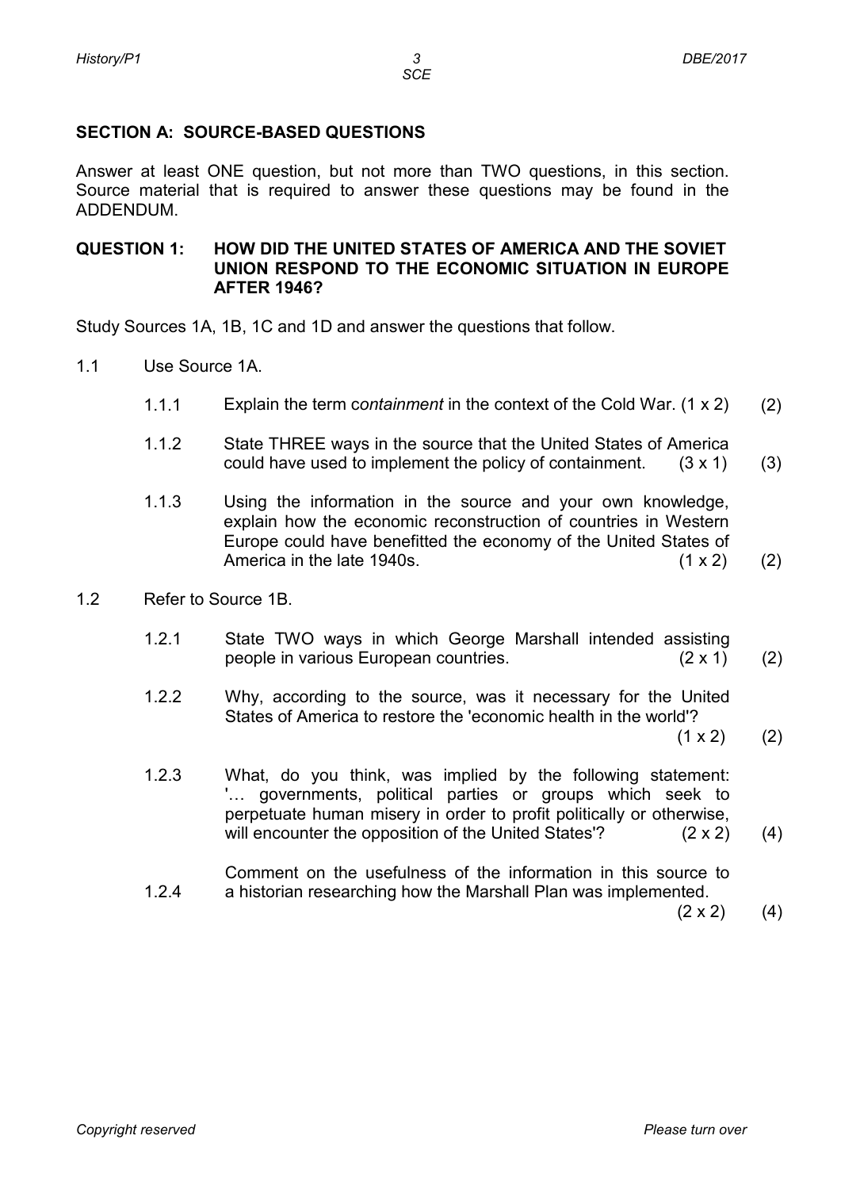## SECTION A: SOURCE-BASED QUESTIONS

Answer at least ONE question, but not more than TWO questions, in this section. Source material that is required to answer these questions may be found in the ADDENDUM.

### QUESTION 1: HOW DID THE UNITED STATES OF AMERICA AND THE SOVIET UNION RESPOND TO THE ECONOMIC SITUATION IN EUROPE AFTER 1946?

Study Sources 1A, 1B, 1C and 1D and answer the questions that follow.

1.1 Use Source 1A.

1.1.1 Explain the term c*ontainment* in the context of the Cold War. (1 x 2) (2)

1.1.2 State THREE ways in the source that the United States of America could have used to implement the policy of containment. (3 x 1) (3)

1.1.3 Using the information in the source and your own knowledge, explain how the economic reconstruction of countries in Western Europe could have benefitted the economy of the United States of America in the late 1940s. (1 x 2) (2)

1.2 Refer to Source 1B.

1.2.1 State TWO ways in which George Marshall intended assisting people in various European countries. (2 x 1) (2)

1.2.2 Why, according to the source, was it necessary for the United States of America to restore the 'economic health in the world'? (1 x 2) (2)

1.2.3 What, do you think, was implied by the following statement: '… governments, political parties or groups which seek to perpetuate human misery in order to profit politically or otherwise, will encounter the opposition of the United States'? (2 x 2) (4)

1.2.4 Comment on the usefulness of the information in this source to a historian researching how the Marshall Plan was implemented. (2 x 2) (4)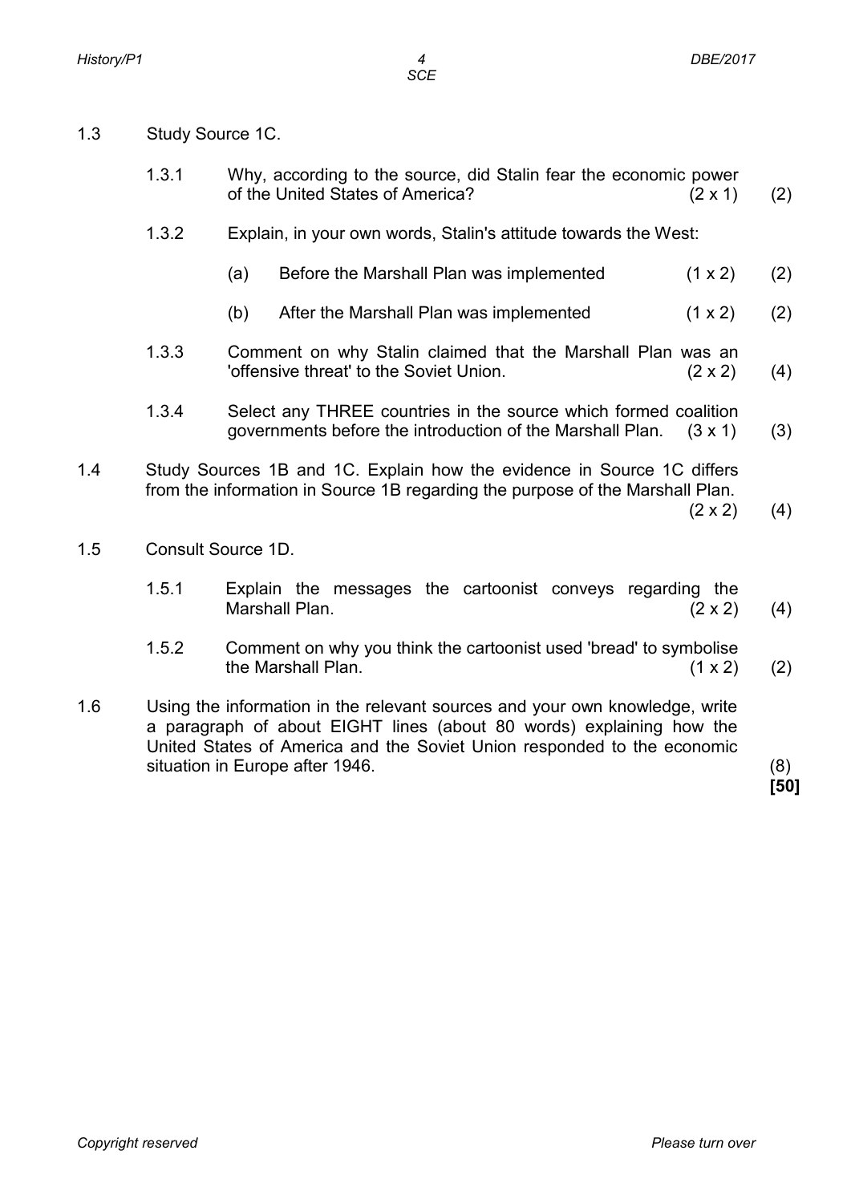1.3 Study Source 1C.

1.3.1 Why, according to the source, did Stalin fear the economic power of the United States of America? (2 x 1) (2)

1.3.2 Explain, in your own words, Stalin's attitude towards the West:

(a) Before the Marshall Plan was implemented (1 x 2) (2)

(b) After the Marshall Plan was implemented (1 x 2) (2)

1.3.3 Comment on why Stalin claimed that the Marshall Plan was an 'offensive threat' to the Soviet Union. (2 x 2) (4)

1.3.4 Select any THREE countries in the source which formed coalition governments before the introduction of the Marshall Plan. (3 x 1) (3)

1.4 Study Sources 1B and 1C. Explain how the evidence in Source 1C differs from the information in Source 1B regarding the purpose of the Marshall Plan. (2 x 2) (4)

1.5 Consult Source 1D.

1.5.1 Explain the messages the cartoonist conveys regarding the Marshall Plan. (2 x 2) (4)

1.5.2 Comment on why you think the cartoonist used 'bread' to symbolise the Marshall Plan. (1 x 2) (2)

1.6 Using the information in the relevant sources and your own knowledge, write a paragraph of about EIGHT lines (about 80 words) explaining how the United States of America and the Soviet Union responded to the economic situation in Europe after 1946. (8)

**[50]**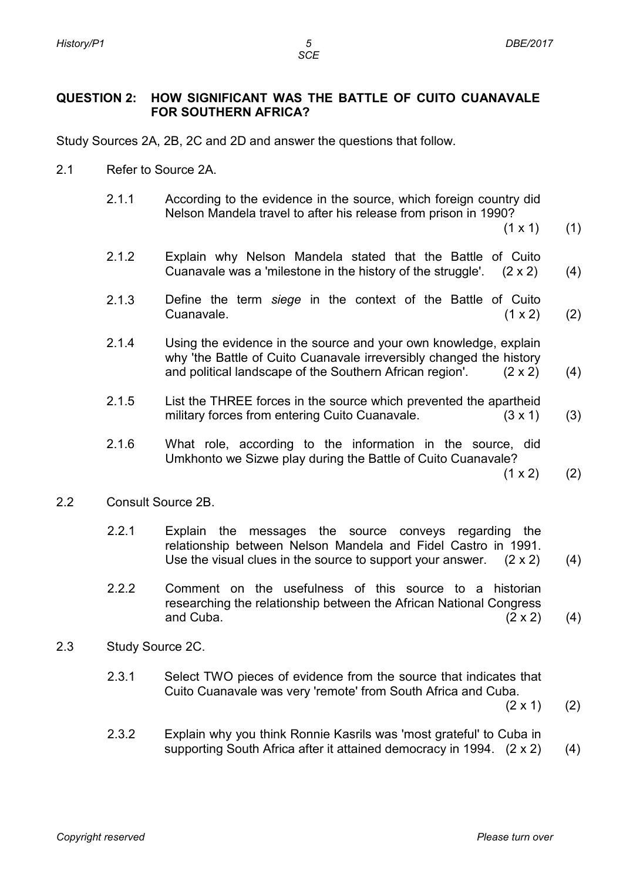## QUESTION 2: HOW SIGNIFICANT WAS THE BATTLE OF CUITO CUANAVALE FOR SOUTHERN AFRICA?

Study Sources 2A, 2B, 2C and 2D and answer the questions that follow.

2.1 Refer to Source 2A.

2.1.1 According to the evidence in the source, which foreign country did Nelson Mandela travel to after his release from prison in 1990? (1 x 1) (1)

2.1.2 Explain why Nelson Mandela stated that the Battle of Cuito Cuanavale was a 'milestone in the history of the struggle'. (2 x 2) (4)

2.1.3 Define the term *siege* in the context of the Battle of Cuito Cuanavale. (1 x 2) (2)

2.1.4 Using the evidence in the source and your own knowledge, explain why 'the Battle of Cuito Cuanavale irreversibly changed the history and political landscape of the Southern African region'. (2 x 2) (4)

2.1.5 List the THREE forces in the source which prevented the apartheid military forces from entering Cuito Cuanavale. (3 x 1) (3)

2.1.6 What role, according to the information in the source, did Umkhonto we Sizwe play during the Battle of Cuito Cuanavale? (1 x 2) (2)

2.2 Consult Source 2B.

2.2.1 Explain the messages the source conveys regarding the relationship between Nelson Mandela and Fidel Castro in 1991. Use the visual clues in the source to support your answer. (2 x 2) (4)

2.2.2 Comment on the usefulness of this source to a historian researching the relationship between the African National Congress and Cuba. (2 x 2) (4)

2.3 Study Source 2C.

2.3.1 Select TWO pieces of evidence from the source that indicates that Cuito Cuanavale was very 'remote' from South Africa and Cuba. (2 x 1) (2)

2.3.2 Explain why you think Ronnie Kasrils was 'most grateful' to Cuba in supporting South Africa after it attained democracy in 1994. (2 x 2) (4)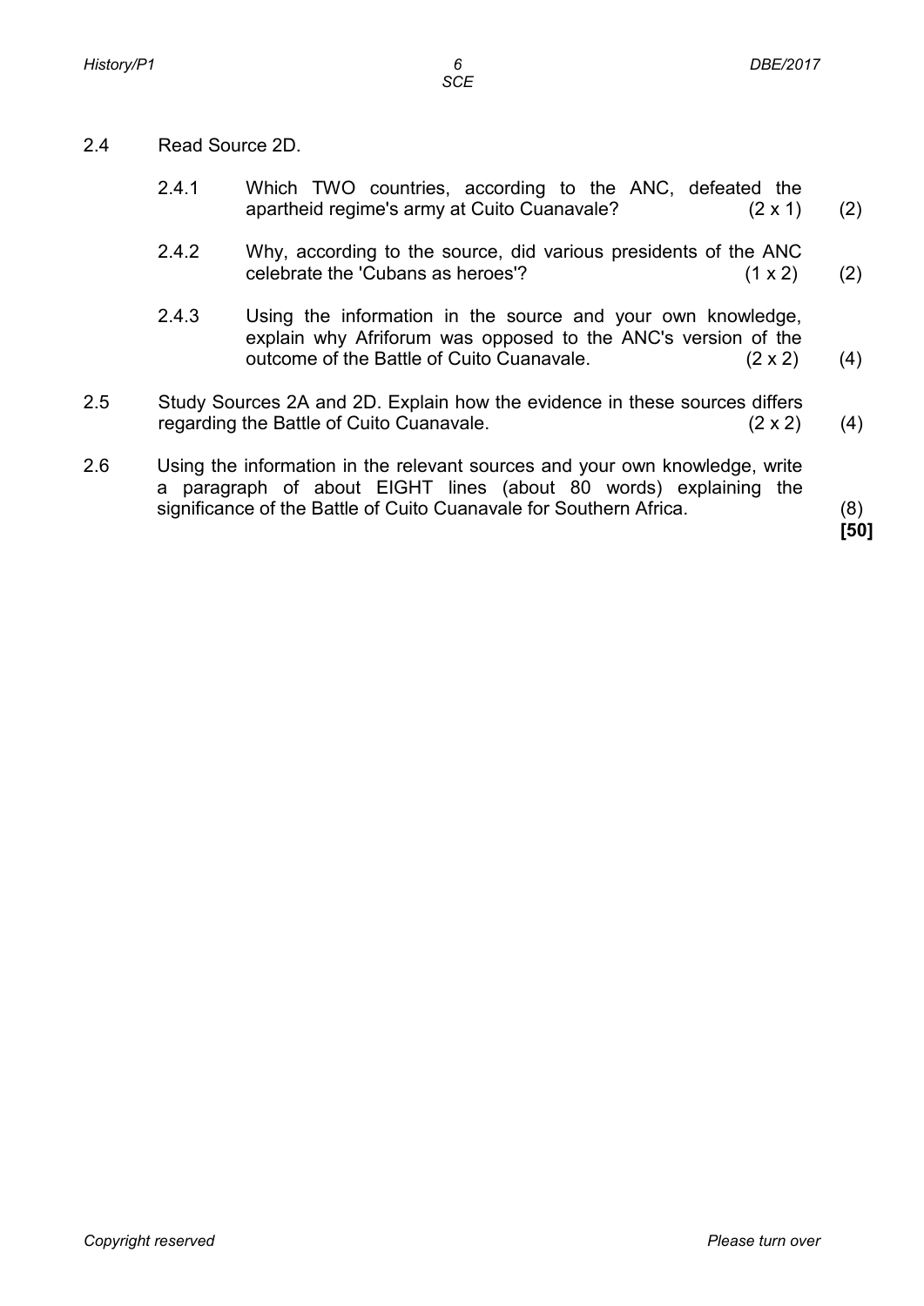2.4 Read Source 2D.

2.4.1 Which TWO countries, according to the ANC, defeated the apartheid regime's army at Cuito Cuanavale? (2 x 1) (2)

2.4.2 Why, according to the source, did various presidents of the ANC celebrate the 'Cubans as heroes'? (1 x 2) (2)

2.4.3 Using the information in the source and your own knowledge, explain why Afriforum was opposed to the ANC's version of the outcome of the Battle of Cuito Cuanavale. (2 x 2) (4)

2.5 Study Sources 2A and 2D. Explain how the evidence in these sources differs regarding the Battle of Cuito Cuanavale. (2 x 2) (4)

2.6 Using the information in the relevant sources and your own knowledge, write a paragraph of about EIGHT lines (about 80 words) explaining the significance of the Battle of Cuito Cuanavale for Southern Africa. (8)

**[50]**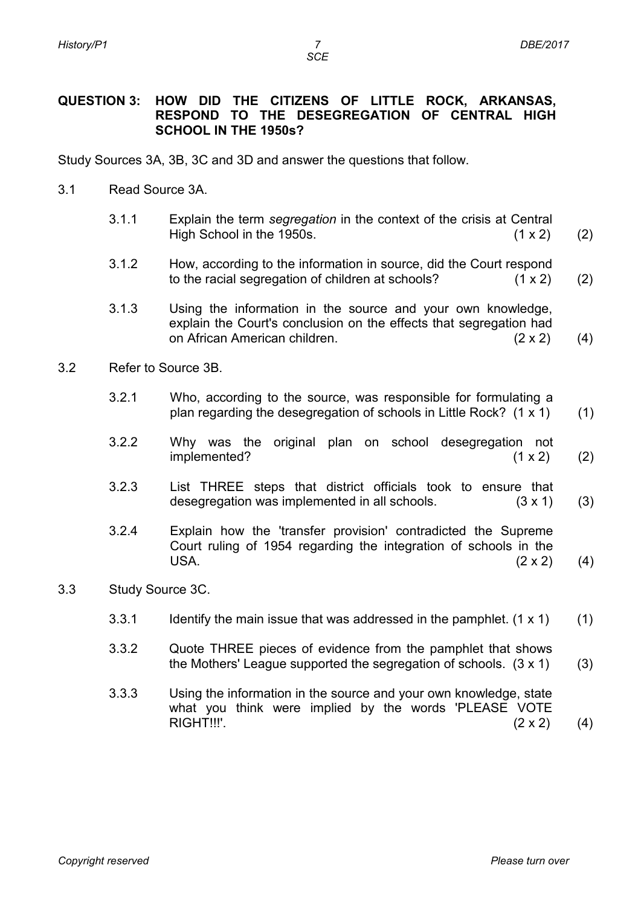**QUESTION 3: HOW DID THE CITIZENS OF LITTLE ROCK, ARKANSAS, RESPOND TO THE DESEGREGATION OF CENTRAL HIGH SCHOOL IN THE 1950s?**

Study Sources 3A, 3B, 3C and 3D and answer the questions that follow.

3.1 Read Source 3A.

3.1.1 Explain the term *segregation* in the context of the crisis at Central High School in the 1950s. (1 x 2) (2)

3.1.2 How, according to the information in source, did the Court respond to the racial segregation of children at schools? (1 x 2) (2)

3.1.3 Using the information in the source and your own knowledge, explain the Court's conclusion on the effects that segregation had on African American children. (2 x 2) (4)

3.2 Refer to Source 3B.

3.2.1 Who, according to the source, was responsible for formulating a plan regarding the desegregation of schools in Little Rock? (1 x 1) (1)

3.2.2 Why was the original plan on school desegregation not implemented? (1 x 2) (2)

3.2.3 List THREE steps that district officials took to ensure that desegregation was implemented in all schools. (3 x 1) (3)

3.2.4 Explain how the 'transfer provision' contradicted the Supreme Court ruling of 1954 regarding the integration of schools in the USA. (2 x 2) (4)

3.3 Study Source 3C.

3.3.1 Identify the main issue that was addressed in the pamphlet. (1 x 1) (1)

3.3.2 Quote THREE pieces of evidence from the pamphlet that shows the Mothers' League supported the segregation of schools. (3 x 1) (3)

3.3.3 Using the information in the source and your own knowledge, state what you think were implied by the words 'PLEASE VOTE RIGHT!!!'. (2 x 2) (4)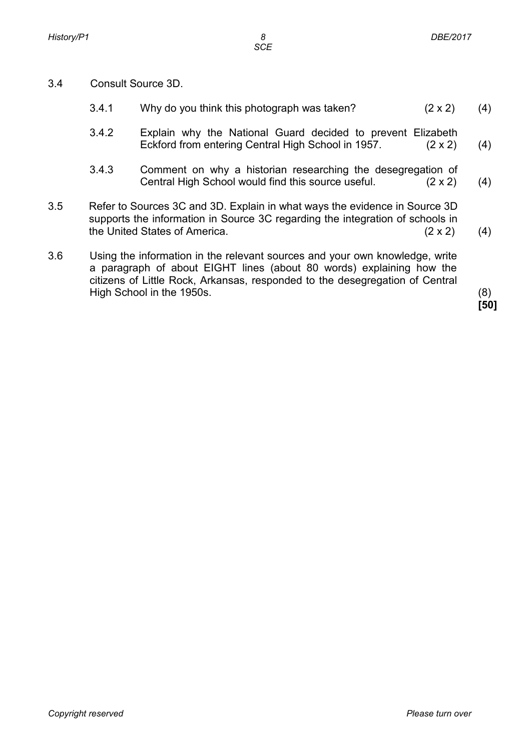3.4 Consult Source 3D.

3.4.1 Why do you think this photograph was taken? (2 x 2) (4)

3.4.2 Explain why the National Guard decided to prevent Elizabeth Eckford from entering Central High School in 1957. (2 x 2) (4)

3.4.3 Comment on why a historian researching the desegregation of Central High School would find this source useful. (2 x 2) (4)

3.5 Refer to Sources 3C and 3D. Explain in what ways the evidence in Source 3D supports the information in Source 3C regarding the integration of schools in the United States of America. (2 x 2) (4)

3.6 Using the information in the relevant sources and your own knowledge, write a paragraph of about EIGHT lines (about 80 words) explaining how the citizens of Little Rock, Arkansas, responded to the desegregation of Central High School in the 1950s. (8)

**[50]**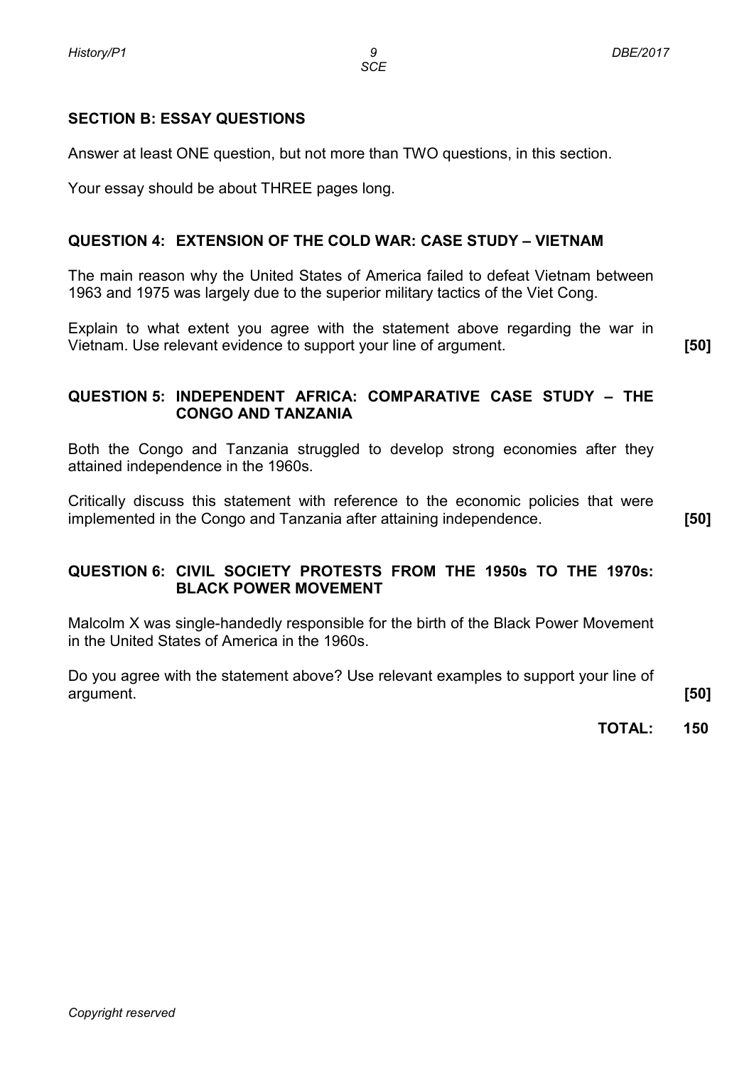## SECTION B: ESSAY QUESTIONS

Answer at least ONE question, but not more than TWO questions, in this section.

Your essay should be about THREE pages long.

### QUESTION 4: EXTENSION OF THE COLD WAR: CASE STUDY – VIETNAM

The main reason why the United States of America failed to defeat Vietnam between 1963 and 1975 was largely due to the superior military tactics of the Viet Cong.

Explain to what extent you agree with the statement above regarding the war in Vietnam. Use relevant evidence to support your line of argument. **[50]**

### QUESTION 5: INDEPENDENT AFRICA: COMPARATIVE CASE STUDY – THE CONGO AND TANZANIA

Both the Congo and Tanzania struggled to develop strong economies after they attained independence in the 1960s.

Critically discuss this statement with reference to the economic policies that were implemented in the Congo and Tanzania after attaining independence. **[50]**

### QUESTION 6: CIVIL SOCIETY PROTESTS FROM THE 1950s TO THE 1970s: BLACK POWER MOVEMENT

Malcolm X was single-handedly responsible for the birth of the Black Power Movement in the United States of America in the 1960s.

Do you agree with the statement above? Use relevant examples to support your line of argument. **[50]**

**TOTAL: 150**